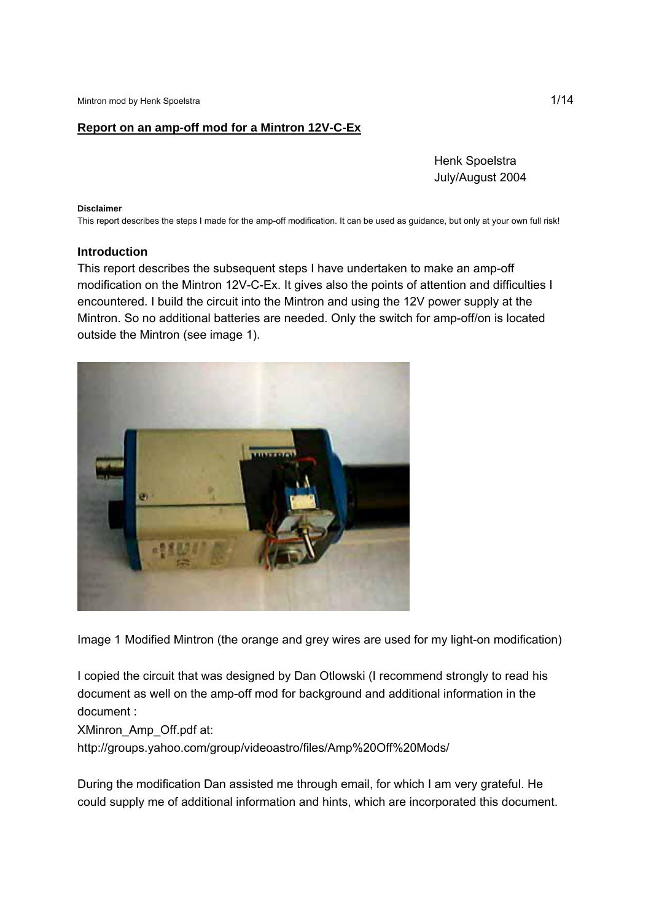## Report on an amp-off mod for a Mintron 12V-C-Ex

Henk Spoelstra
July/August 2004

**Disclaimer**
This report describes the steps I made for the amp-off modification. It can be used as guidance, but only at your own full risk!

### Introduction

This report describes the subsequent steps I have undertaken to make an amp-off modification on the Mintron 12V-C-Ex. It gives also the points of attention and difficulties I encountered. I build the circuit into the Mintron and using the 12V power supply at the Mintron. So no additional batteries are needed. Only the switch for amp-off/on is located outside the Mintron (see image 1).

Image 1 Modified Mintron (the orange and grey wires are used for my light-on modification)

I copied the circuit that was designed by Dan Otlowski (I recommend strongly to read his document as well on the amp-off mod for background and additional information in the document :
XMinron_Amp_Off.pdf at:
http://groups.yahoo.com/group/videoastro/files/Amp%20Off%20Mods/

During the modification Dan assisted me through email, for which I am very grateful. He could supply me of additional information and hints, which are incorporated this document.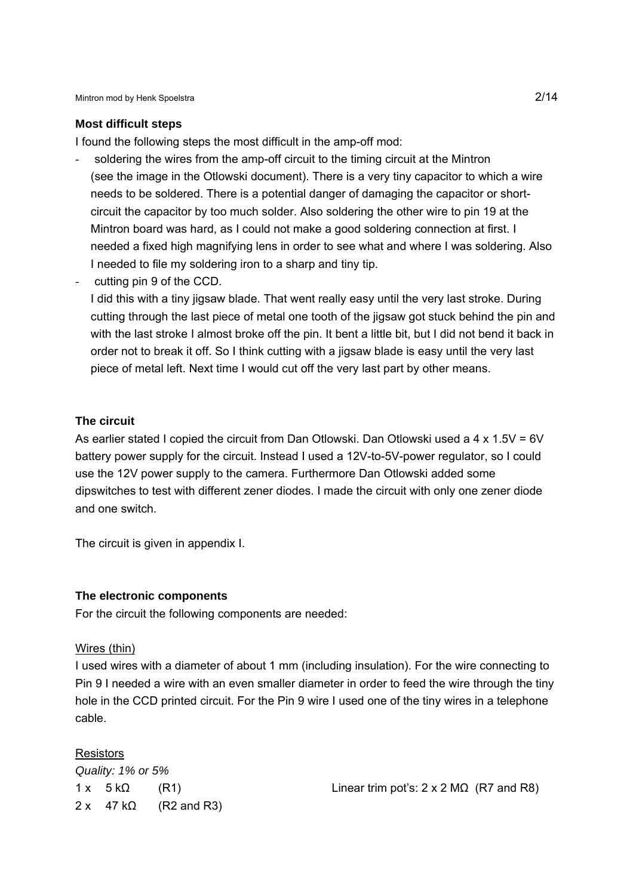**Most difficult steps**

I found the following steps the most difficult in the amp-off mod:

- soldering the wires from the amp-off circuit to the timing circuit at the Mintron (see the image in the Otlowski document). There is a very tiny capacitor to which a wire needs to be soldered. There is a potential danger of damaging the capacitor or short-circuit the capacitor by too much solder. Also soldering the other wire to pin 19 at the Mintron board was hard, as I could not make a good soldering connection at first. I needed a fixed high magnifying lens in order to see what and where I was soldering. Also I needed to file my soldering iron to a sharp and tiny tip.
- cutting pin 9 of the CCD.
  I did this with a tiny jigsaw blade. That went really easy until the very last stroke. During cutting through the last piece of metal one tooth of the jigsaw got stuck behind the pin and with the last stroke I almost broke off the pin. It bent a little bit, but I did not bend it back in order not to break it off. So I think cutting with a jigsaw blade is easy until the very last piece of metal left. Next time I would cut off the very last part by other means.

**The circuit**

As earlier stated I copied the circuit from Dan Otlowski. Dan Otlowski used a 4 x 1.5V = 6V battery power supply for the circuit. Instead I used a 12V-to-5V-power regulator, so I could use the 12V power supply to the camera. Furthermore Dan Otlowski added some dipswitches to test with different zener diodes. I made the circuit with only one zener diode and one switch.

The circuit is given in appendix I.

**The electronic components**

For the circuit the following components are needed:

Wires (thin)

I used wires with a diameter of about 1 mm (including insulation). For the wire connecting to Pin 9 I needed a wire with an even smaller diameter in order to feed the wire through the tiny hole in the CCD printed circuit. For the Pin 9 wire I used one of the tiny wires in a telephone cable.

Resistors

*Quality: 1% or 5%*

1 x 5 kΩ (R1)

2 x 47 kΩ (R2 and R3)

Linear trim pot's: 2 x 2 MΩ (R7 and R8)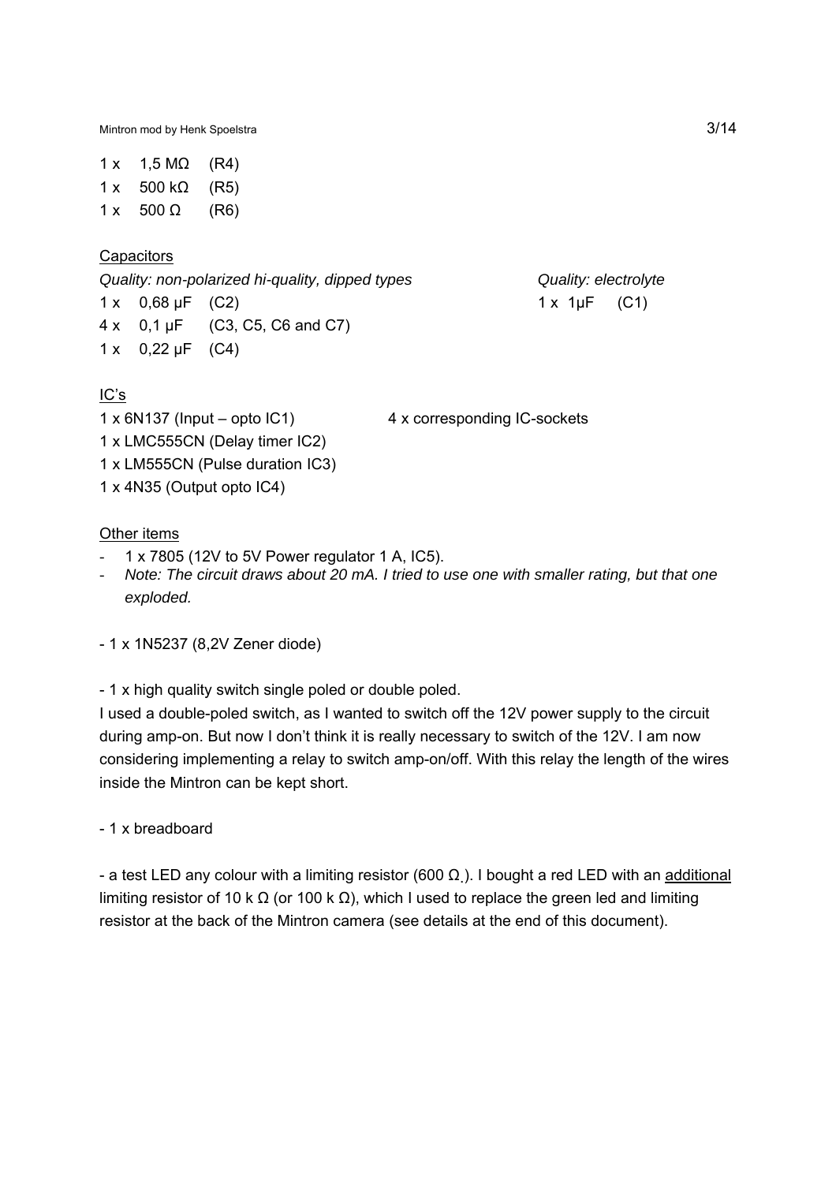1 x    1,5 MΩ    (R4)
1 x    500 kΩ    (R5)
1 x    500 Ω    (R6)

Capacitors

*Quality: non-polarized hi-quality, dipped types*
1 x    0,68 µF    (C2)
4 x    0,1 µF    (C3, C5, C6 and C7)
1 x    0,22 µF    (C4)

*Quality: electrolyte*
1 x  1µF    (C1)

IC's

1 x 6N137 (Input – opto IC1)
1 x LMC555CN (Delay timer IC2)
1 x LM555CN (Pulse duration IC3)
1 x 4N35 (Output opto IC4)

4 x corresponding IC-sockets

Other items

- 1 x 7805 (12V to 5V Power regulator 1 A, IC5).
- *Note: The circuit draws about 20 mA. I tried to use one with smaller rating, but that one exploded.*

- 1 x 1N5237 (8,2V Zener diode)

- 1 x high quality switch single poled or double poled.

I used a double-poled switch, as I wanted to switch off the 12V power supply to the circuit during amp-on. But now I don't think it is really necessary to switch of the 12V. I am now considering implementing a relay to switch amp-on/off. With this relay the length of the wires inside the Mintron can be kept short.

- 1 x breadboard

- a test LED any colour with a limiting resistor (600 Ω ). I bought a red LED with an additional limiting resistor of 10 k Ω (or 100 k Ω), which I used to replace the green led and limiting resistor at the back of the Mintron camera (see details at the end of this document).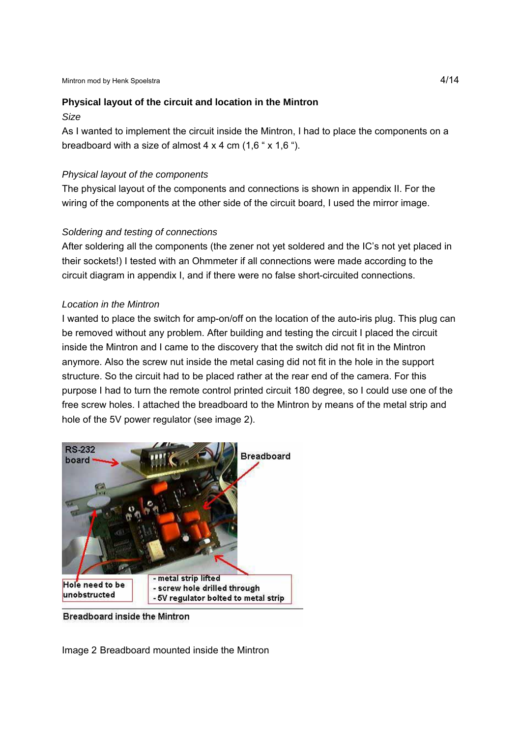### Physical layout of the circuit and location in the Mintron

*Size*

As I wanted to implement the circuit inside the Mintron, I had to place the components on a breadboard with a size of almost 4 x 4 cm (1,6 " x 1,6 ").

*Physical layout of the components*

The physical layout of the components and connections is shown in appendix II. For the wiring of the components at the other side of the circuit board, I used the mirror image.

*Soldering and testing of connections*

After soldering all the components (the zener not yet soldered and the IC's not yet placed in their sockets!) I tested with an Ohmmeter if all connections were made according to the circuit diagram in appendix I, and if there were no false short-circuited connections.

*Location in the Mintron*

I wanted to place the switch for amp-on/off on the location of the auto-iris plug. This plug can be removed without any problem. After building and testing the circuit I placed the circuit inside the Mintron and I came to the discovery that the switch did not fit in the Mintron anymore. Also the screw nut inside the metal casing did not fit in the hole in the support structure. So the circuit had to be placed rather at the rear end of the camera. For this purpose I had to turn the remote control printed circuit 180 degree, so I could use one of the free screw holes. I attached the breadboard to the Mintron by means of the metal strip and hole of the 5V power regulator (see image 2).

RS-232 board

Breadboard

Hole need to be unobstructed

- metal strip lifted
- screw hole drilled through
- 5V regulator bolted to metal strip

Breadboard inside the Mintron

Image 2 Breadboard mounted inside the Mintron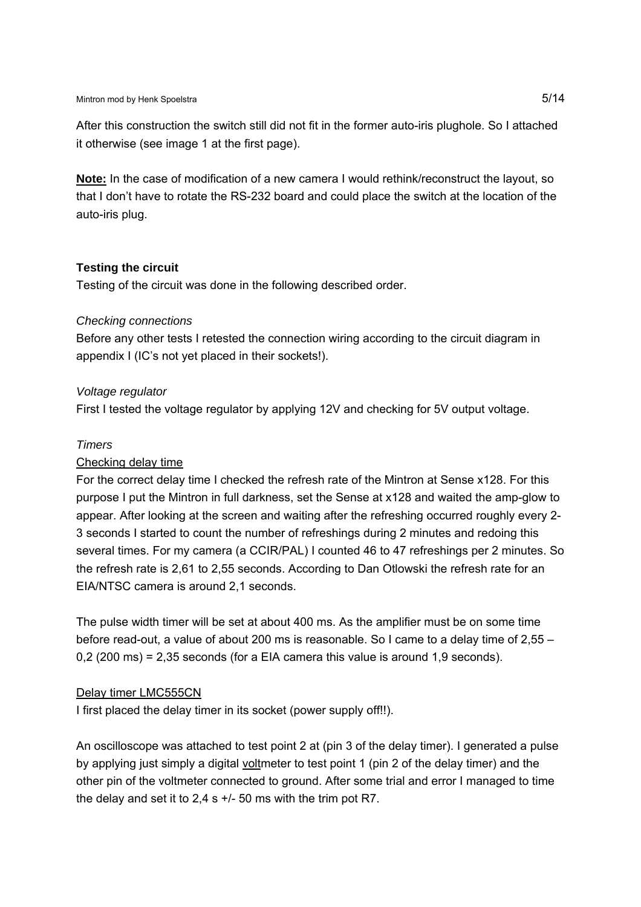After this construction the switch still did not fit in the former auto-iris plughole. So I attached it otherwise (see image 1 at the first page).

**<u>Note:</u>** In the case of modification of a new camera I would rethink/reconstruct the layout, so that I don't have to rotate the RS-232 board and could place the switch at the location of the auto-iris plug.

### Testing the circuit

Testing of the circuit was done in the following described order.

*Checking connections*

Before any other tests I retested the connection wiring according to the circuit diagram in appendix I (IC's not yet placed in their sockets!).

*Voltage regulator*

First I tested the voltage regulator by applying 12V and checking for 5V output voltage.

*Timers*

<u>Checking delay time</u>

For the correct delay time I checked the refresh rate of the Mintron at Sense x128. For this purpose I put the Mintron in full darkness, set the Sense at x128 and waited the amp-glow to appear. After looking at the screen and waiting after the refreshing occurred roughly every 2-3 seconds I started to count the number of refreshings during 2 minutes and redoing this several times. For my camera (a CCIR/PAL) I counted 46 to 47 refreshings per 2 minutes. So the refresh rate is 2,61 to 2,55 seconds. According to Dan Otlowski the refresh rate for an EIA/NTSC camera is around 2,1 seconds.

The pulse width timer will be set at about 400 ms. As the amplifier must be on some time before read-out, a value of about 200 ms is reasonable. So I came to a delay time of 2,55 – 0,2 (200 ms) = 2,35 seconds (for a EIA camera this value is around 1,9 seconds).

<u>Delay timer LMC555CN</u>

I first placed the delay timer in its socket (power supply off!!).

An oscilloscope was attached to test point 2 at (pin 3 of the delay timer). I generated a pulse by applying just simply a digital <u>volt</u>meter to test point 1 (pin 2 of the delay timer) and the other pin of the voltmeter connected to ground. After some trial and error I managed to time the delay and set it to 2,4 s +/- 50 ms with the trim pot R7.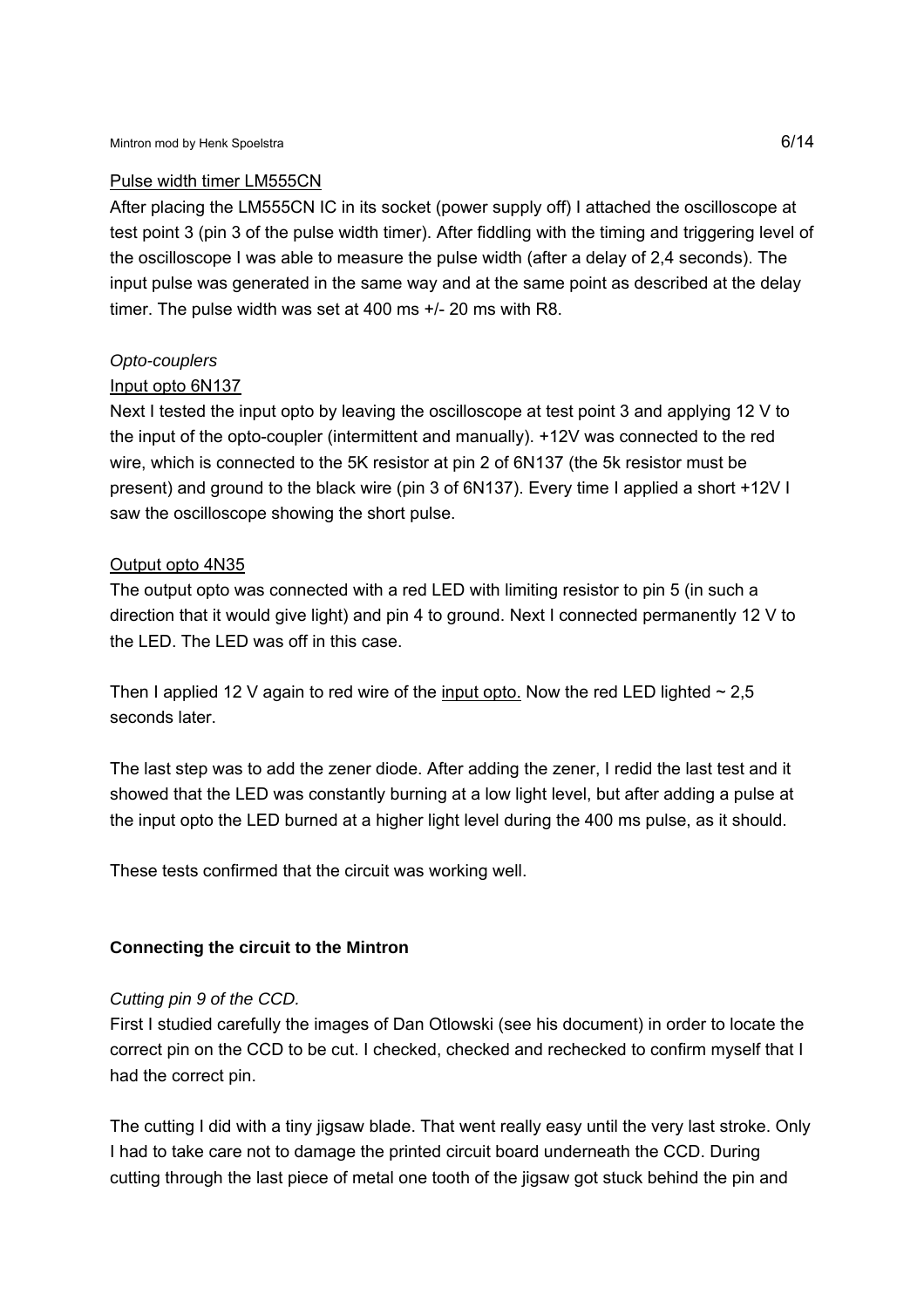Pulse width timer LM555CN

After placing the LM555CN IC in its socket (power supply off) I attached the oscilloscope at test point 3 (pin 3 of the pulse width timer). After fiddling with the timing and triggering level of the oscilloscope I was able to measure the pulse width (after a delay of 2,4 seconds). The input pulse was generated in the same way and at the same point as described at the delay timer. The pulse width was set at 400 ms +/- 20 ms with R8.

*Opto-couplers*

Input opto 6N137

Next I tested the input opto by leaving the oscilloscope at test point 3 and applying 12 V to the input of the opto-coupler (intermittent and manually). +12V was connected to the red wire, which is connected to the 5K resistor at pin 2 of 6N137 (the 5k resistor must be present) and ground to the black wire (pin 3 of 6N137). Every time I applied a short +12V I saw the oscilloscope showing the short pulse.

Output opto 4N35

The output opto was connected with a red LED with limiting resistor to pin 5 (in such a direction that it would give light) and pin 4 to ground. Next I connected permanently 12 V to the LED. The LED was off in this case.

Then I applied 12 V again to red wire of the input opto. Now the red LED lighted ~ 2,5 seconds later.

The last step was to add the zener diode. After adding the zener, I redid the last test and it showed that the LED was constantly burning at a low light level, but after adding a pulse at the input opto the LED burned at a higher light level during the 400 ms pulse, as it should.

These tests confirmed that the circuit was working well.

**Connecting the circuit to the Mintron**

*Cutting pin 9 of the CCD.*

First I studied carefully the images of Dan Otlowski (see his document) in order to locate the correct pin on the CCD to be cut. I checked, checked and rechecked to confirm myself that I had the correct pin.

The cutting I did with a tiny jigsaw blade. That went really easy until the very last stroke. Only I had to take care not to damage the printed circuit board underneath the CCD. During cutting through the last piece of metal one tooth of the jigsaw got stuck behind the pin and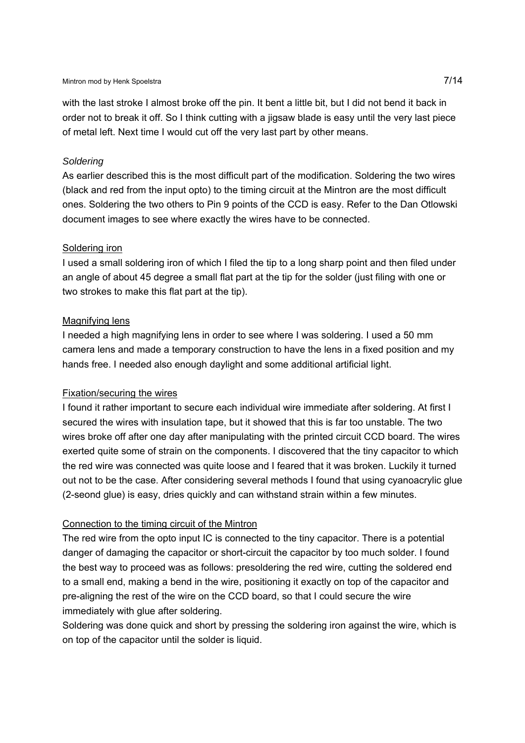with the last stroke I almost broke off the pin. It bent a little bit, but I did not bend it back in order not to break it off. So I think cutting with a jigsaw blade is easy until the very last piece of metal left. Next time I would cut off the very last part by other means.

*Soldering*

As earlier described this is the most difficult part of the modification. Soldering the two wires (black and red from the input opto) to the timing circuit at the Mintron are the most difficult ones. Soldering the two others to Pin 9 points of the CCD is easy. Refer to the Dan Otlowski document images to see where exactly the wires have to be connected.

<u>Soldering iron</u>

I used a small soldering iron of which I filed the tip to a long sharp point and then filed under an angle of about 45 degree a small flat part at the tip for the solder (just filing with one or two strokes to make this flat part at the tip).

<u>Magnifying lens</u>

I needed a high magnifying lens in order to see where I was soldering. I used a 50 mm camera lens and made a temporary construction to have the lens in a fixed position and my hands free. I needed also enough daylight and some additional artificial light.

<u>Fixation/securing the wires</u>

I found it rather important to secure each individual wire immediate after soldering. At first I secured the wires with insulation tape, but it showed that this is far too unstable. The two wires broke off after one day after manipulating with the printed circuit CCD board. The wires exerted quite some of strain on the components. I discovered that the tiny capacitor to which the red wire was connected was quite loose and I feared that it was broken. Luckily it turned out not to be the case. After considering several methods I found that using cyanoacrylic glue (2-seond glue) is easy, dries quickly and can withstand strain within a few minutes.

<u>Connection to the timing circuit of the Mintron</u>

The red wire from the opto input IC is connected to the tiny capacitor. There is a potential danger of damaging the capacitor or short-circuit the capacitor by too much solder. I found the best way to proceed was as follows: presoldering the red wire, cutting the soldered end to a small end, making a bend in the wire, positioning it exactly on top of the capacitor and pre-aligning the rest of the wire on the CCD board, so that I could secure the wire immediately with glue after soldering.
Soldering was done quick and short by pressing the soldering iron against the wire, which is on top of the capacitor until the solder is liquid.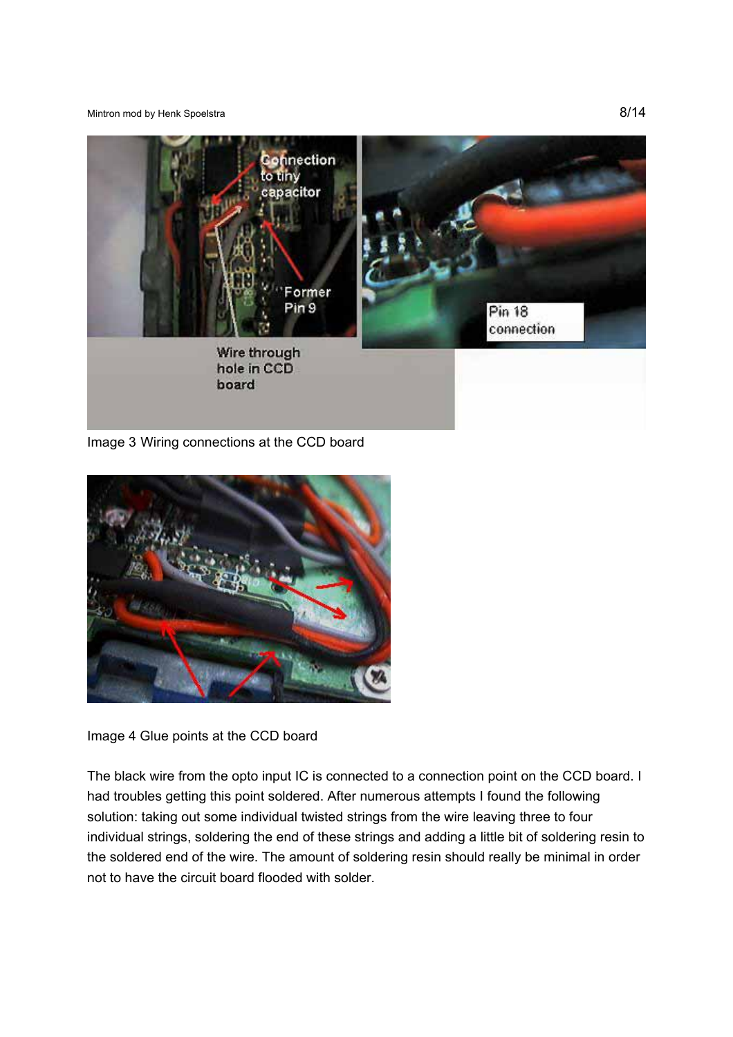Image 3 Wiring connections at the CCD board

Image 4 Glue points at the CCD board

The black wire from the opto input IC is connected to a connection point on the CCD board. I had troubles getting this point soldered. After numerous attempts I found the following solution: taking out some individual twisted strings from the wire leaving three to four individual strings, soldering the end of these strings and adding a little bit of soldering resin to the soldered end of the wire. The amount of soldering resin should really be minimal in order not to have the circuit board flooded with solder.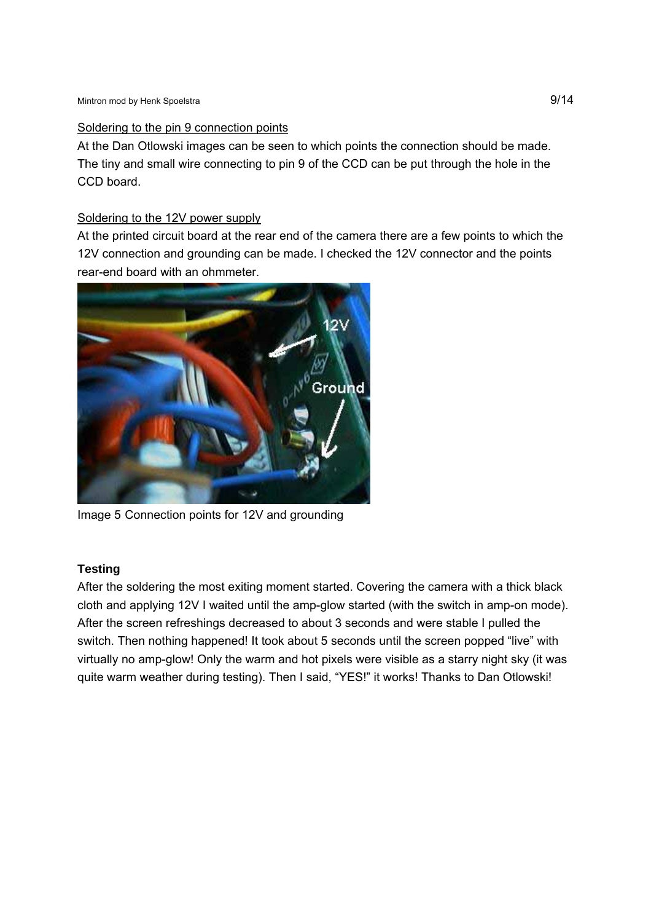Soldering to the pin 9 connection points

At the Dan Otlowski images can be seen to which points the connection should be made. The tiny and small wire connecting to pin 9 of the CCD can be put through the hole in the CCD board.

Soldering to the 12V power supply

At the printed circuit board at the rear end of the camera there are a few points to which the 12V connection and grounding can be made. I checked the 12V connector and the points rear-end board with an ohmmeter.

Image 5 Connection points for 12V and grounding

**Testing**

After the soldering the most exiting moment started. Covering the camera with a thick black cloth and applying 12V I waited until the amp-glow started (with the switch in amp-on mode). After the screen refreshings decreased to about 3 seconds and were stable I pulled the switch. Then nothing happened! It took about 5 seconds until the screen popped "live" with virtually no amp-glow! Only the warm and hot pixels were visible as a starry night sky (it was quite warm weather during testing). Then I said, "YES!" it works! Thanks to Dan Otlowski!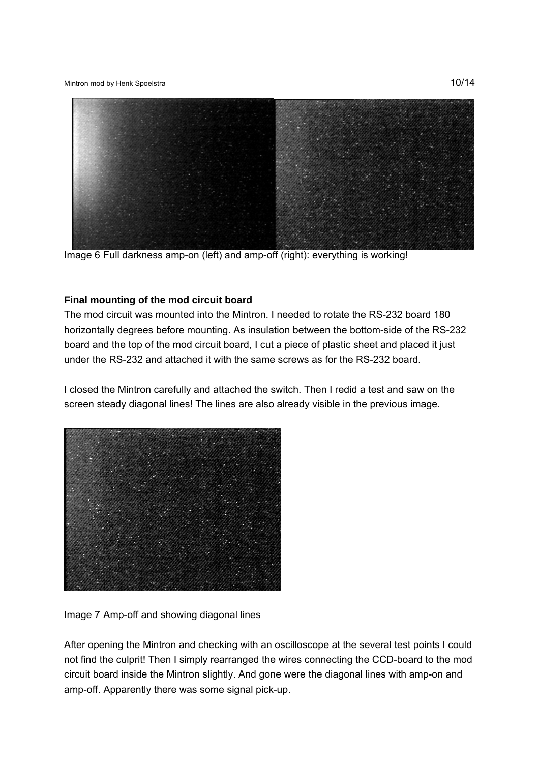Image 6 Full darkness amp-on (left) and amp-off (right): everything is working!

**Final mounting of the mod circuit board**

The mod circuit was mounted into the Mintron. I needed to rotate the RS-232 board 180 horizontally degrees before mounting. As insulation between the bottom-side of the RS-232 board and the top of the mod circuit board, I cut a piece of plastic sheet and placed it just under the RS-232 and attached it with the same screws as for the RS-232 board.

I closed the Mintron carefully and attached the switch. Then I redid a test and saw on the screen steady diagonal lines! The lines are also already visible in the previous image.

Image 7 Amp-off and showing diagonal lines

After opening the Mintron and checking with an oscilloscope at the several test points I could not find the culprit! Then I simply rearranged the wires connecting the CCD-board to the mod circuit board inside the Mintron slightly. And gone were the diagonal lines with amp-on and amp-off. Apparently there was some signal pick-up.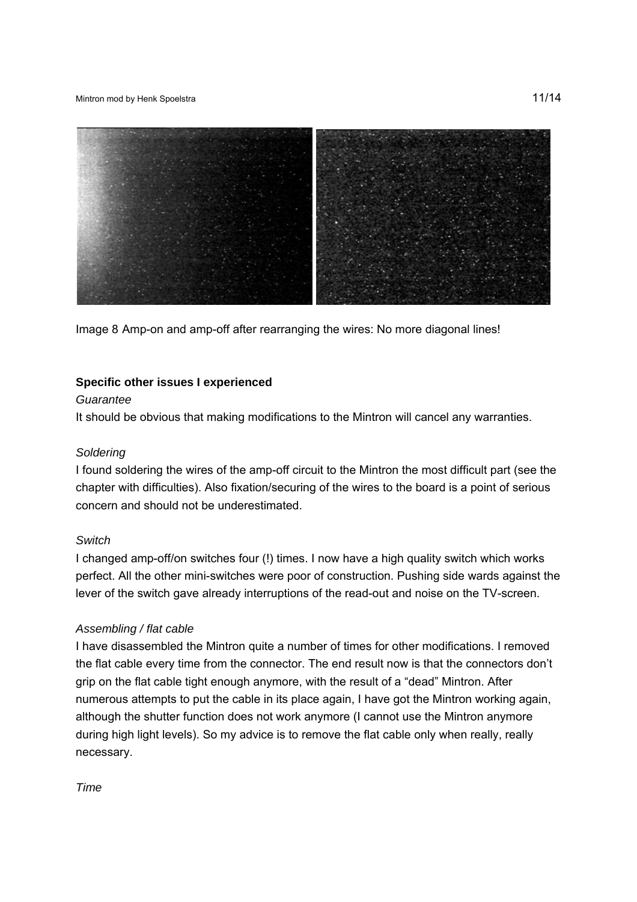Image 8 Amp-on and amp-off after rearranging the wires: No more diagonal lines!

**Specific other issues I experienced**

*Guarantee*

It should be obvious that making modifications to the Mintron will cancel any warranties.

*Soldering*

I found soldering the wires of the amp-off circuit to the Mintron the most difficult part (see the chapter with difficulties). Also fixation/securing of the wires to the board is a point of serious concern and should not be underestimated.

*Switch*

I changed amp-off/on switches four (!) times. I now have a high quality switch which works perfect. All the other mini-switches were poor of construction. Pushing side wards against the lever of the switch gave already interruptions of the read-out and noise on the TV-screen.

*Assembling / flat cable*

I have disassembled the Mintron quite a number of times for other modifications. I removed the flat cable every time from the connector. The end result now is that the connectors don't grip on the flat cable tight enough anymore, with the result of a "dead" Mintron. After numerous attempts to put the cable in its place again, I have got the Mintron working again, although the shutter function does not work anymore (I cannot use the Mintron anymore during high light levels). So my advice is to remove the flat cable only when really, really necessary.

*Time*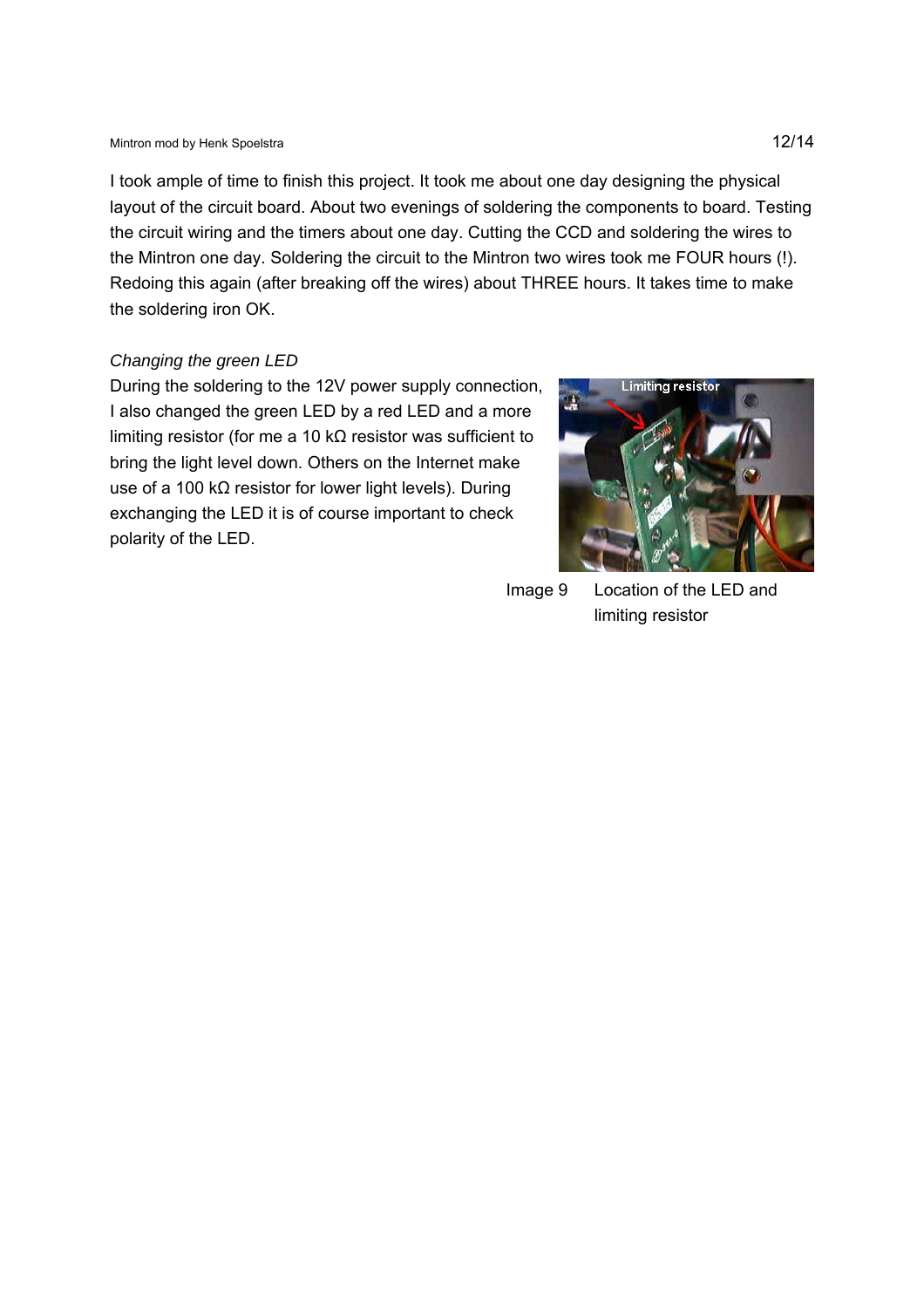I took ample of time to finish this project. It took me about one day designing the physical layout of the circuit board. About two evenings of soldering the components to board. Testing the circuit wiring and the timers about one day. Cutting the CCD and soldering the wires to the Mintron one day. Soldering the circuit to the Mintron two wires took me FOUR hours (!). Redoing this again (after breaking off the wires) about THREE hours. It takes time to make the soldering iron OK.

*Changing the green LED*

During the soldering to the 12V power supply connection, I also changed the green LED by a red LED and a more limiting resistor (for me a 10 kΩ resistor was sufficient to bring the light level down. Others on the Internet make use of a 100 kΩ resistor for lower light levels). During exchanging the LED it is of course important to check polarity of the LED.

Image 9 Location of the LED and limiting resistor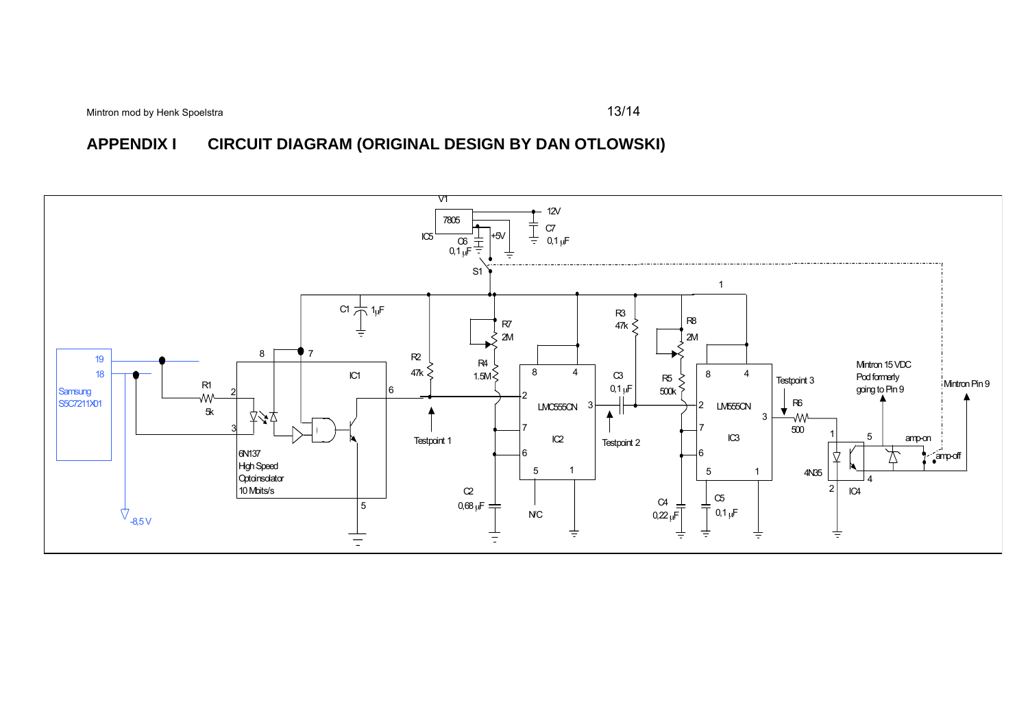# APPENDIX I CIRCUIT DIAGRAM (ORIGINAL DESIGN BY DAN OTLOWSKI)

V1

7805

IC5

12V

C7

0,1 μF

C6

0,1 μF

+5V

S1

1

C1 1μF

R7

2M

R3

47k

R8

2M

19

18

Samsung

S5C7211X01

R1

5k

8

7

IC1

R2

47k

R4

1.5M

8

4

LMC555CN

IC2

C3

0,1 μF

R5

500k

8

4

LM555CN

IC3

Testpoint 3

R6

500

Mintron 15 VDC

Pod formerly

going to Pin 9

Mintron Pin 9

2

3

6

Testpoint 1

2

3

7

6

5

1

Testpoint 2

2

3

7

6

5

1

1

5

amp-on

amp-off

4N35

2

4

IC4

6N137

High Speed

Optoinsolator

10 Mbits/s

5

C2

0,68 μF

N/C

C4

0,22 μF

C5

0,1 μF

-8,5 V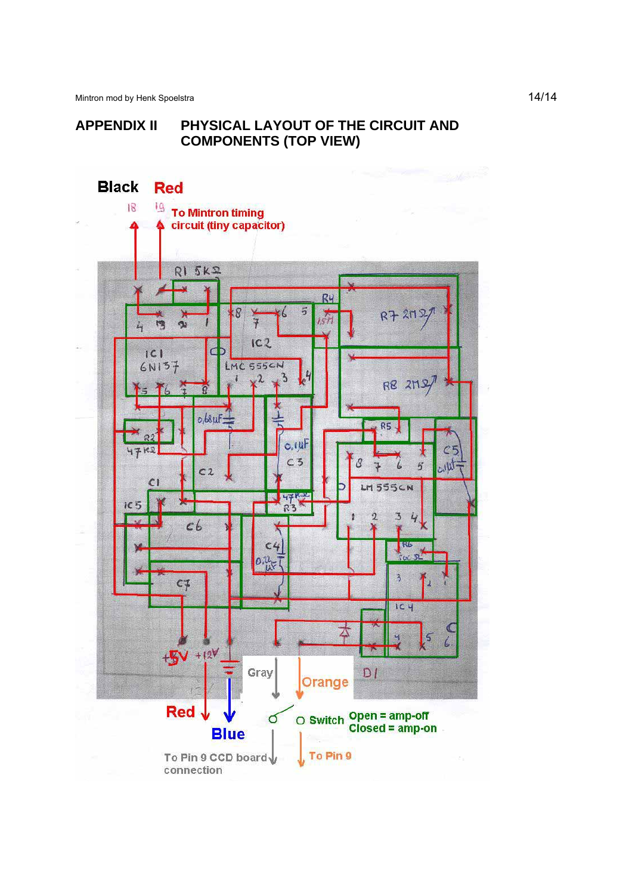## APPENDIX II PHYSICAL LAYOUT OF THE CIRCUIT AND COMPONENTS (TOP VIEW)

Black Red

18 19

To Mintron timing circuit (tiny capacitor)

R1 5KΩ

4 19 2 1

IC1 6N137

5 6 7 8

8 7 6 5

IC2 LMC 555CN

1 2 3 4

R4 15M

R7 2M2

R8 2M2

R2 47KΩ

0,68uF C2

0,1uF C3

C1

R5

8 7 6 5

LM 555CN

1 2 3 4

C5 0,1uF

47KΩ R3

IC5

C6

C4 0,22uF

C7

R6 100Ω

3 2 1

IC4

4 5 6

C

D1

+5V +12V

Gray

Orange

Red

Blue

Switch Open = amp-off Closed = amp-on

To Pin 9 CCD board connection

To Pin 9